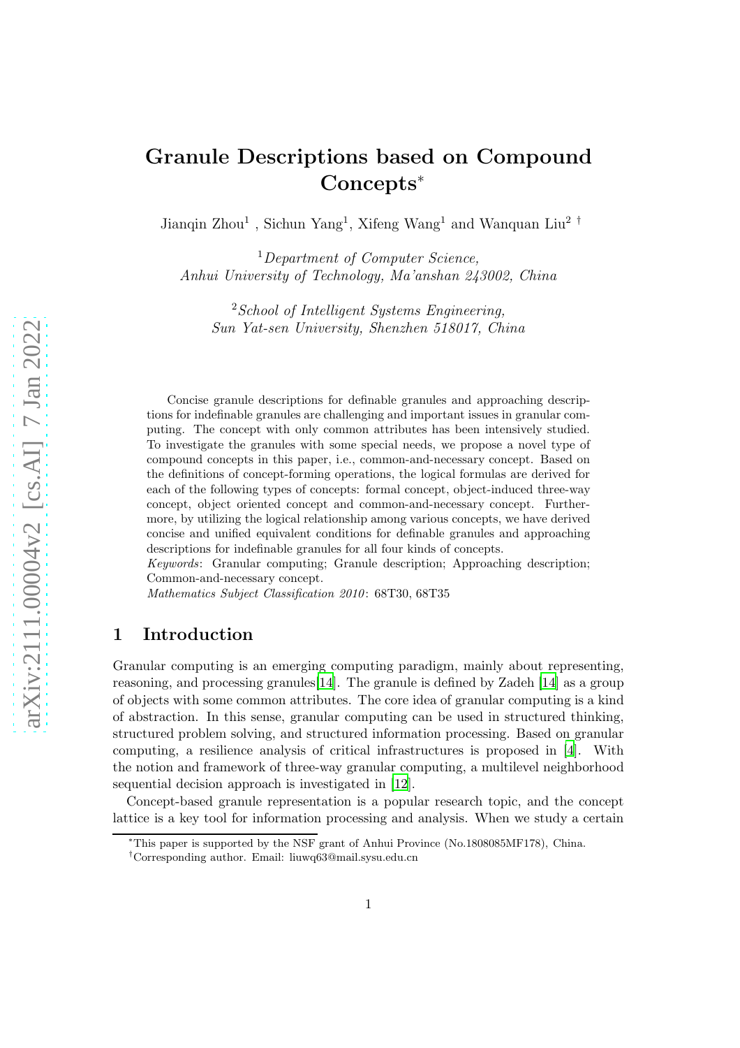# Granule Descriptions based on Compound Concepts*

Jianqin Zhou[1], Sichun Yang[1], Xifeng Wang[1] and Wanquan Liu[2] †

[1] *Department of Computer Science, Anhui University of Technology, Ma'anshan 243002, China*

[2] *School of Intelligent Systems Engineering, Sun Yat-sen University, Shenzhen 518017, China*

Concise granule descriptions for definable granules and approaching descriptions for indefinable granules are challenging and important issues in granular computing. The concept with only common attributes has been intensively studied. To investigate the granules with some special needs, we propose a novel type of compound concepts in this paper, i.e., common-and-necessary concept. Based on the definitions of concept-forming operations, the logical formulas are derived for each of the following types of concepts: formal concept, object-induced three-way concept, object oriented concept and common-and-necessary concept. Furthermore, by utilizing the logical relationship among various concepts, we have derived concise and unified equivalent conditions for definable granules and approaching descriptions for indefinable granules for all four kinds of concepts.

*Keywords*: Granular computing; Granule description; Approaching description; Common-and-necessary concept.

*Mathematics Subject Classification 2010*: 68T30, 68T35

## 1 Introduction

Granular computing is an emerging computing paradigm, mainly about representing, reasoning, and processing granules[14]. The granule is defined by Zadeh [14] as a group of objects with some common attributes. The core idea of granular computing is a kind of abstraction. In this sense, granular computing can be used in structured thinking, structured problem solving, and structured information processing. Based on granular computing, a resilience analysis of critical infrastructures is proposed in [4]. With the notion and framework of three-way granular computing, a multilevel neighborhood sequential decision approach is investigated in [12].

Concept-based granule representation is a popular research topic, and the concept lattice is a key tool for information processing and analysis. When we study a certain

*This paper is supported by the NSF grant of Anhui Province (No.1808085MF178), China.

†Corresponding author. Email: liuwq63@mail.sysu.edu.cn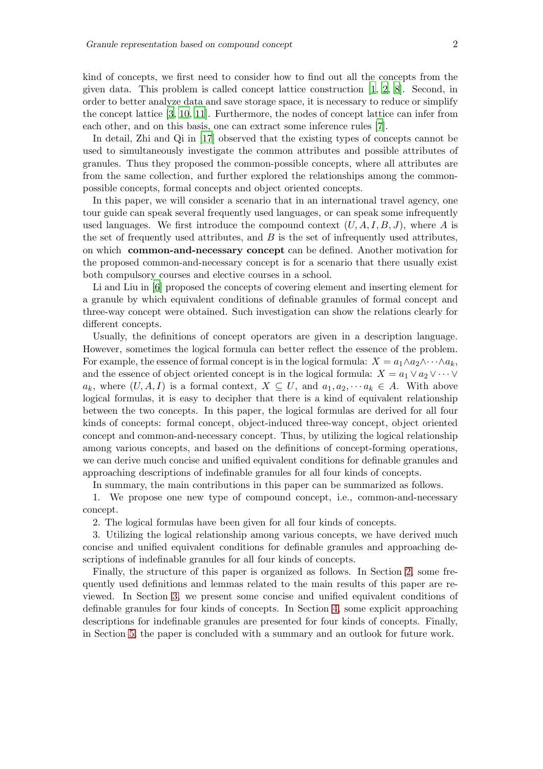kind of concepts, we first need to consider how to find out all the concepts from the given data. This problem is called concept lattice construction [1, 2, 8]. Second, in order to better analyze data and save storage space, it is necessary to reduce or simplify the concept lattice [3, 10, 11]. Furthermore, the nodes of concept lattice can infer from each other, and on this basis, one can extract some inference rules [7].

In detail, Zhi and Qi in [17] observed that the existing types of concepts cannot be used to simultaneously investigate the common attributes and possible attributes of granules. Thus they proposed the common-possible concepts, where all attributes are from the same collection, and further explored the relationships among the common-possible concepts, formal concepts and object oriented concepts.

In this paper, we will consider a scenario that in an international travel agency, one tour guide can speak several frequently used languages, or can speak some infrequently used languages. We first introduce the compound context $(U, A, I, B, J)$, where $A$ is the set of frequently used attributes, and $B$ is the set of infrequently used attributes, on which **common-and-necessary concept** can be defined. Another motivation for the proposed common-and-necessary concept is for a scenario that there usually exist both compulsory courses and elective courses in a school.

Li and Liu in [6] proposed the concepts of covering element and inserting element for a granule by which equivalent conditions of definable granules of formal concept and three-way concept were obtained. Such investigation can show the relations clearly for different concepts.

Usually, the definitions of concept operators are given in a description language. However, sometimes the logical formula can better reflect the essence of the problem. For example, the essence of formal concept is in the logical formula: $X = a_1 \wedge a_2 \wedge \cdots \wedge a_k$, and the essence of object oriented concept is in the logical formula: $X = a_1 \vee a_2 \vee \cdots \vee a_k$, where $(U, A, I)$ is a formal context, $X \subseteq U$, and $a_1, a_2, \cdots a_k \in A$. With above logical formulas, it is easy to decipher that there is a kind of equivalent relationship between the two concepts. In this paper, the logical formulas are derived for all four kinds of concepts: formal concept, object-induced three-way concept, object oriented concept and common-and-necessary concept. Thus, by utilizing the logical relationship among various concepts, and based on the definitions of concept-forming operations, we can derive much concise and unified equivalent conditions for definable granules and approaching descriptions of indefinable granules for all four kinds of concepts.

In summary, the main contributions in this paper can be summarized as follows.

1. We propose one new type of compound concept, i.e., common-and-necessary concept.

2. The logical formulas have been given for all four kinds of concepts.

3. Utilizing the logical relationship among various concepts, we have derived much concise and unified equivalent conditions for definable granules and approaching descriptions of indefinable granules for all four kinds of concepts.

Finally, the structure of this paper is organized as follows. In Section 2, some frequently used definitions and lemmas related to the main results of this paper are reviewed. In Section 3, we present some concise and unified equivalent conditions of definable granules for four kinds of concepts. In Section 4, some explicit approaching descriptions for indefinable granules are presented for four kinds of concepts. Finally, in Section 5, the paper is concluded with a summary and an outlook for future work.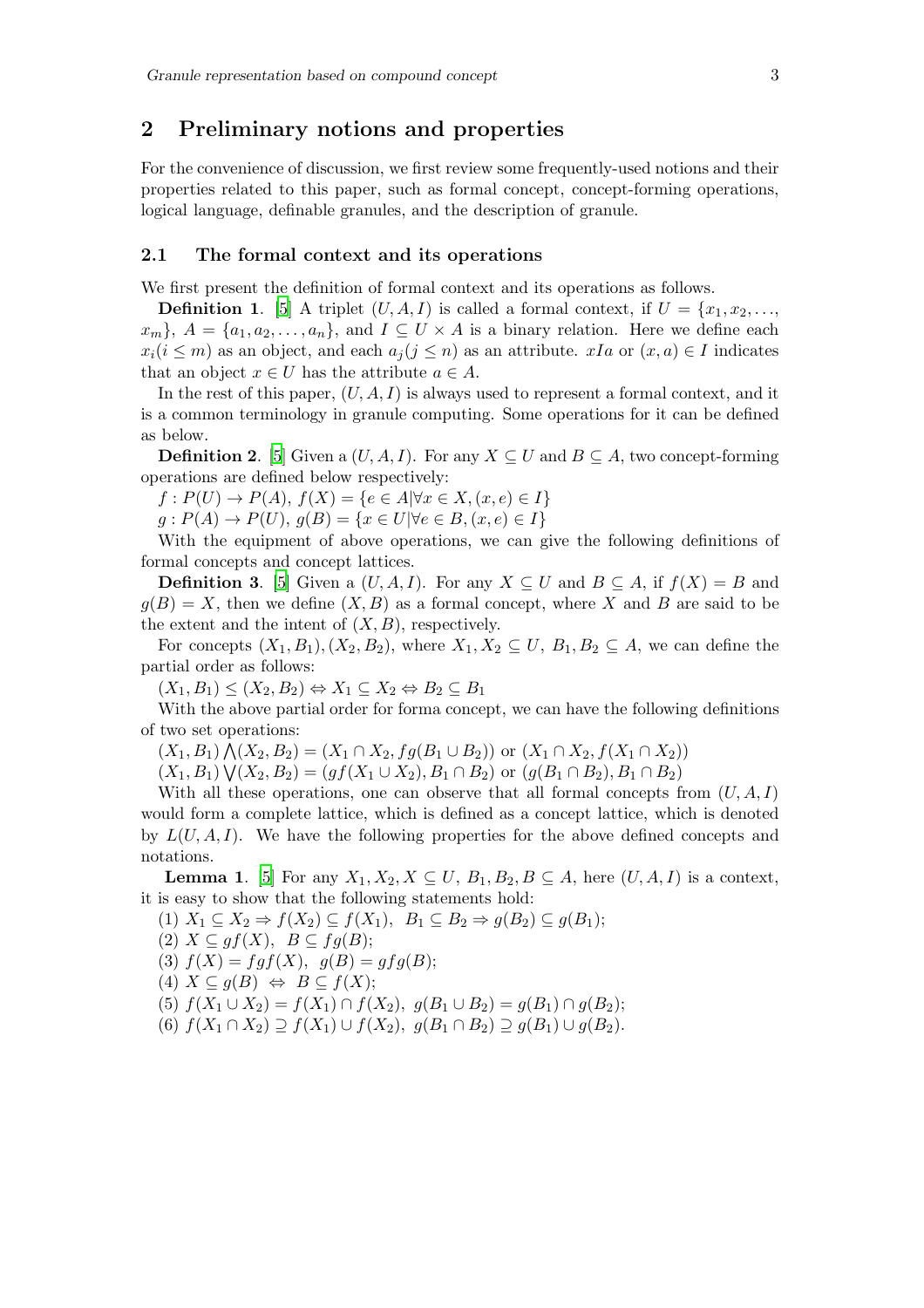## 2 Preliminary notions and properties

For the convenience of discussion, we first review some frequently-used notions and their properties related to this paper, such as formal concept, concept-forming operations, logical language, definable granules, and the description of granule.

### 2.1 The formal context and its operations

We first present the definition of formal context and its operations as follows.

**Definition 1**. [5] A triplet $(U, A, I)$ is called a formal context, if $U = \{x_1, x_2, \ldots, x_m\}$, $A = \{a_1, a_2, \ldots, a_n\}$, and $I \subseteq U \times A$ is a binary relation. Here we define each $x_i (i \leq m)$ as an object, and each $a_j (j \leq n)$ as an attribute. $xIa$ or $(x, a) \in I$ indicates that an object $x \in U$ has the attribute $a \in A$.

In the rest of this paper, $(U, A, I)$ is always used to represent a formal context, and it is a common terminology in granule computing. Some operations for it can be defined as below.

**Definition 2**. [5] Given a $(U, A, I)$. For any $X \subseteq U$ and $B \subseteq A$, two concept-forming operations are defined below respectively:

$f : P(U) \to P(A)$, $f(X) = \{e \in A | \forall x \in X, (x, e) \in I\}$

$g : P(A) \to P(U)$, $g(B) = \{x \in U | \forall e \in B, (x, e) \in I\}$

With the equipment of above operations, we can give the following definitions of formal concepts and concept lattices.

**Definition 3**. [5] Given a $(U, A, I)$. For any $X \subseteq U$ and $B \subseteq A$, if $f(X) = B$ and $g(B) = X$, then we define $(X, B)$ as a formal concept, where $X$ and $B$ are said to be the extent and the intent of $(X, B)$, respectively.

For concepts $(X_1, B_1), (X_2, B_2)$, where $X_1, X_2 \subseteq U$, $B_1, B_2 \subseteq A$, we can define the partial order as follows:

$(X_1, B_1) \leq (X_2, B_2) \Leftrightarrow X_1 \subseteq X_2 \Leftrightarrow B_2 \subseteq B_1$

With the above partial order for forma concept, we can have the following definitions of two set operations:

$(X_1, B_1) \bigwedge (X_2, B_2) = (X_1 \cap X_2, fg(B_1 \cup B_2))$ or $(X_1 \cap X_2, f(X_1 \cap X_2))$

$(X_1, B_1) \bigvee (X_2, B_2) = (gf(X_1 \cup X_2), B_1 \cap B_2)$ or $(g(B_1 \cap B_2), B_1 \cap B_2)$

With all these operations, one can observe that all formal concepts from $(U, A, I)$ would form a complete lattice, which is defined as a concept lattice, which is denoted by $L(U, A, I)$. We have the following properties for the above defined concepts and notations.

**Lemma 1**. [5] For any $X_1, X_2, X \subseteq U$, $B_1, B_2, B \subseteq A$, here $(U, A, I)$ is a context, it is easy to show that the following statements hold:

(1) $X_1 \subseteq X_2 \Rightarrow f(X_2) \subseteq f(X_1)$, $B_1 \subseteq B_2 \Rightarrow g(B_2) \subseteq g(B_1)$;

(2) $X \subseteq gf(X)$, $B \subseteq fg(B)$;

(3) $f(X) = fgf(X)$, $g(B) = gfg(B)$;

(4) $X \subseteq g(B) \Leftrightarrow B \subseteq f(X)$;

(5) $f(X_1 \cup X_2) = f(X_1) \cap f(X_2)$, $g(B_1 \cup B_2) = g(B_1) \cap g(B_2)$;

(6) $f(X_1 \cap X_2) \supseteq f(X_1) \cup f(X_2)$, $g(B_1 \cap B_2) \supseteq g(B_1) \cup g(B_2)$.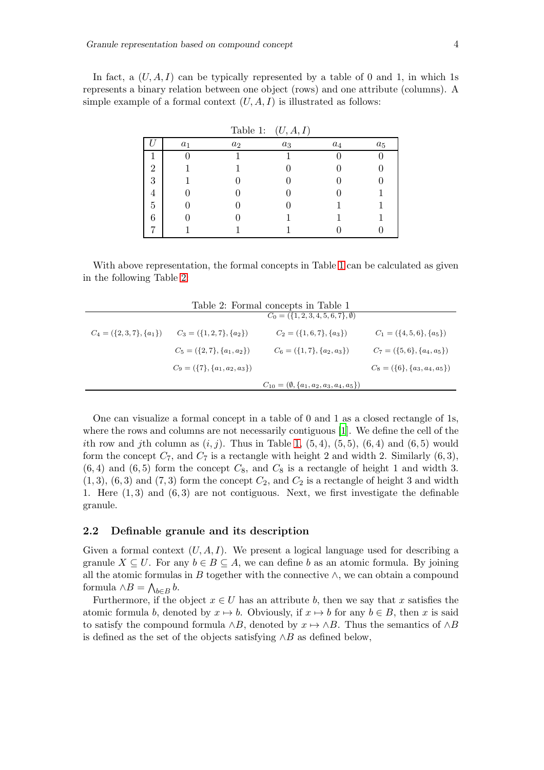In fact, a $(U, A, I)$ can be typically represented by a table of 0 and 1, in which 1s represents a binary relation between one object (rows) and one attribute (columns). A simple example of a formal context $(U, A, I)$ is illustrated as follows:

Table 1: $(U, A, I)$

| $U$ | $a_1$ | $a_2$ | $a_3$ | $a_4$ | $a_5$ |
|---|---|---|---|---|---|
| 1 | 0 | 1 | 1 | 0 | 0 |
| 2 | 1 | 1 | 0 | 0 | 0 |
| 3 | 1 | 0 | 0 | 0 | 0 |
| 4 | 0 | 0 | 0 | 0 | 1 |
| 5 | 0 | 0 | 0 | 1 | 1 |
| 6 | 0 | 0 | 1 | 1 | 1 |
| 7 | 1 | 1 | 1 | 0 | 0 |

With above representation, the formal concepts in Table 1 can be calculated as given in the following Table 2.

Table 2: Formal concepts in Table 1

| | | $C_0 = (\{1,2,3,4,5,6,7\}, \emptyset)$ | |
|---|---|---|---|
| $C_4 = (\{2,3,7\}, \{a_1\})$ | $C_3 = (\{1,2,7\}, \{a_2\})$ | $C_2 = (\{1,6,7\}, \{a_3\})$ | $C_1 = (\{4,5,6\}, \{a_5\})$ |
| | $C_5 = (\{2,7\}, \{a_1,a_2\})$ | $C_6 = (\{1,7\}, \{a_2,a_3\})$ | $C_7 = (\{5,6\}, \{a_4,a_5\})$ |
| | $C_9 = (\{7\}, \{a_1,a_2,a_3\})$ | | $C_8 = (\{6\}, \{a_3,a_4,a_5\})$ |
| | | $C_{10} = (\emptyset, \{a_1,a_2,a_3,a_4,a_5\})$ | |

One can visualize a formal concept in a table of 0 and 1 as a closed rectangle of 1s, where the rows and columns are not necessarily contiguous [1]. We define the cell of the $i$th row and $j$th column as $(i, j)$. Thus in Table 1, $(5, 4)$, $(5, 5)$, $(6, 4)$ and $(6, 5)$ would form the concept $C_7$, and $C_7$ is a rectangle with height 2 and width 2. Similarly $(6, 3)$, $(6, 4)$ and $(6, 5)$ form the concept $C_8$, and $C_8$ is a rectangle of height 1 and width 3. $(1, 3)$, $(6, 3)$ and $(7, 3)$ form the concept $C_2$, and $C_2$ is a rectangle of height 3 and width 1. Here $(1, 3)$ and $(6, 3)$ are not contiguous. Next, we first investigate the definable granule.

### 2.2 Definable granule and its description

Given a formal context $(U, A, I)$. We present a logical language used for describing a granule $X \subseteq U$. For any $b \in B \subseteq A$, we can define $b$ as an atomic formula. By joining all the atomic formulas in $B$ together with the connective $\wedge$, we can obtain a compound formula $\wedge B = \bigwedge_{b \in B} b$.

Furthermore, if the object $x \in U$ has an attribute $b$, then we say that $x$ satisfies the atomic formula $b$, denoted by $x \mapsto b$. Obviously, if $x \mapsto b$ for any $b \in B$, then $x$ is said to satisfy the compound formula $\wedge B$, denoted by $x \mapsto \wedge B$. Thus the semantics of $\wedge B$ is defined as the set of the objects satisfying $\wedge B$ as defined below,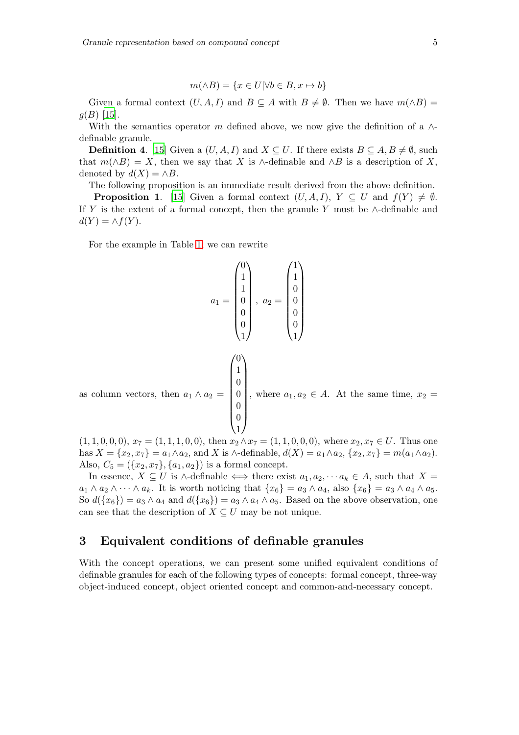$$m(\wedge B) = \{x \in U | \forall b \in B, x \mapsto b\}$$

Given a formal context $(U, A, I)$ and $B \subseteq A$ with $B \neq \emptyset$. Then we have $m(\wedge B) = g(B)$ [15].

With the semantics operator $m$ defined above, we now give the definition of a $\wedge$-definable granule.

**Definition 4**. [15] Given a $(U, A, I)$ and $X \subseteq U$. If there exists $B \subseteq A, B \neq \emptyset$, such that $m(\wedge B) = X$, then we say that $X$ is $\wedge$-definable and $\wedge B$ is a description of $X$, denoted by $d(X) = \wedge B$.

The following proposition is an immediate result derived from the above definition.

**Proposition 1**. [15] Given a formal context $(U, A, I)$, $Y \subseteq U$ and $f(Y) \neq \emptyset$. If $Y$ is the extent of a formal concept, then the granule $Y$ must be $\wedge$-definable and $d(Y) = \wedge f(Y)$.

For the example in Table 1, we can rewrite

$$a_1 = \begin{pmatrix} 0 \\ 1 \\ 1 \\ 0 \\ 0 \\ 0 \\ 1 \end{pmatrix}, \ a_2 = \begin{pmatrix} 1 \\ 1 \\ 0 \\ 0 \\ 0 \\ 0 \\ 1 \end{pmatrix}$$

as column vectors, then $a_1 \wedge a_2 = \begin{pmatrix} 0 \\ 1 \\ 0 \\ 0 \\ 0 \\ 0 \\ 1 \end{pmatrix}$, where $a_1, a_2 \in A$. At the same time, $x_2 = (1, 1, 0, 0, 0)$, $x_7 = (1, 1, 1, 0, 0)$, then $x_2 \wedge x_7 = (1, 1, 0, 0, 0)$, where $x_2, x_7 \in U$. Thus one has $X = \{x_2, x_7\} = a_1 \wedge a_2$, and $X$ is $\wedge$-definable, $d(X) = a_1 \wedge a_2$, $\{x_2, x_7\} = m(a_1 \wedge a_2)$. Also, $C_5 = (\{x_2, x_7\}, \{a_1, a_2\})$ is a formal concept.

In essence, $X \subseteq U$ is $\wedge$-definable $\Longleftrightarrow$ there exist $a_1, a_2, \cdots a_k \in A$, such that $X = a_1 \wedge a_2 \wedge \cdots \wedge a_k$. It is worth noticing that $\{x_6\} = a_3 \wedge a_4$, also $\{x_6\} = a_3 \wedge a_4 \wedge a_5$. So $d(\{x_6\}) = a_3 \wedge a_4$ and $d(\{x_6\}) = a_3 \wedge a_4 \wedge a_5$. Based on the above observation, one can see that the description of $X \subseteq U$ may be not unique.

## 3 Equivalent conditions of definable granules

With the concept operations, we can present some unified equivalent conditions of definable granules for each of the following types of concepts: formal concept, three-way object-induced concept, object oriented concept and common-and-necessary concept.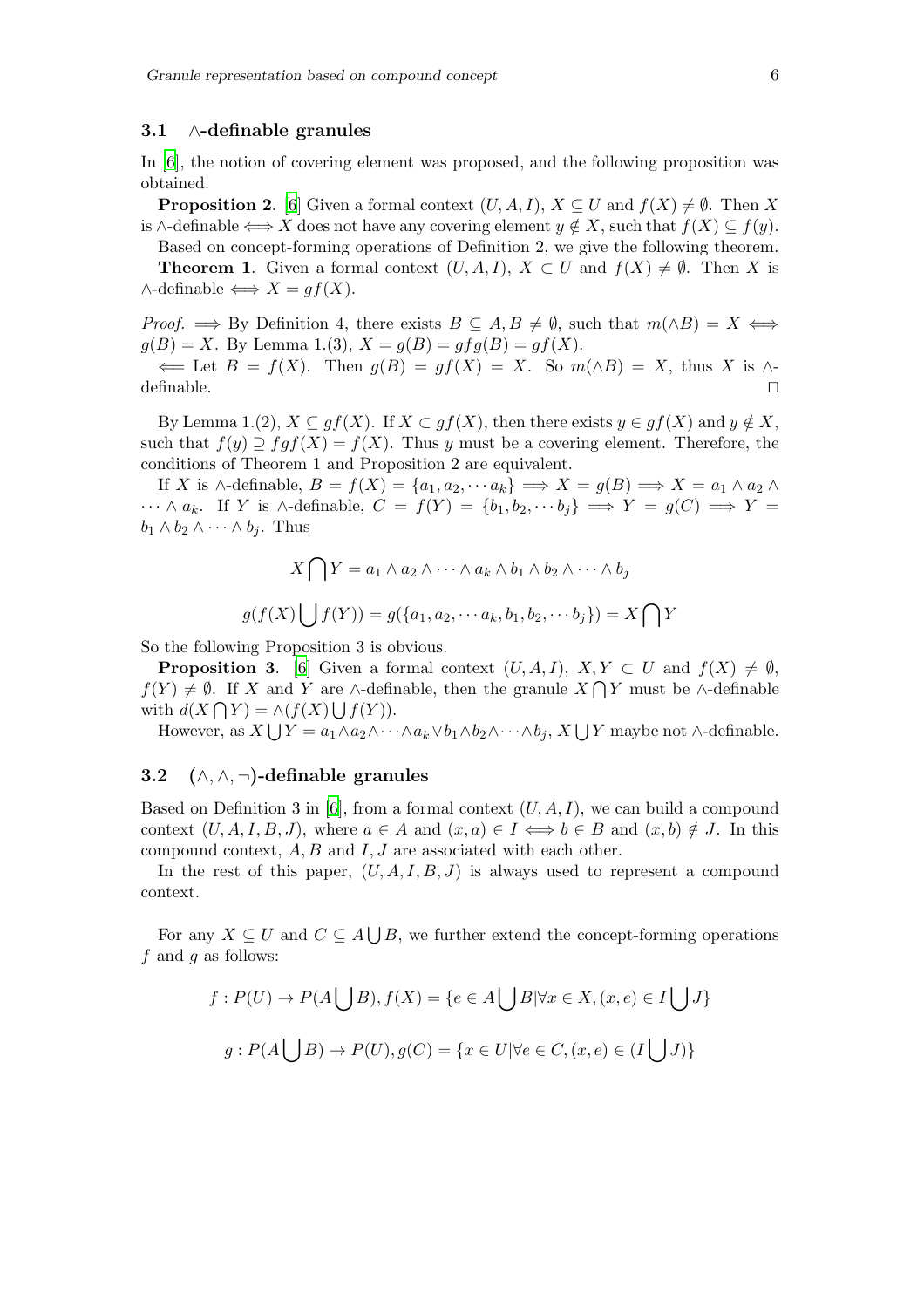### 3.1 $\wedge$-definable granules

In [6], the notion of covering element was proposed, and the following proposition was obtained.

**Proposition 2**. [6] Given a formal context $(U, A, I)$, $X \subseteq U$ and $f(X) \neq \emptyset$. Then $X$ is $\wedge$-definable $\Longleftrightarrow$ $X$ does not have any covering element $y \notin X$, such that $f(X) \subseteq f(y)$.

Based on concept-forming operations of Definition 2, we give the following theorem.

**Theorem 1**. Given a formal context $(U, A, I)$, $X \subset U$ and $f(X) \neq \emptyset$. Then $X$ is $\wedge$-definable $\Longleftrightarrow X = gf(X)$.

*Proof.* $\Longrightarrow$ By Definition 4, there exists $B \subseteq A, B \neq \emptyset$, such that $m(\wedge B) = X \Longleftrightarrow g(B) = X$. By Lemma 1.(3), $X = g(B) = gfg(B) = gf(X)$.

$\Longleftarrow$ Let $B = f(X)$. Then $g(B) = gf(X) = X$. So $m(\wedge B) = X$, thus $X$ is $\wedge$-definable. $\square$

By Lemma 1.(2), $X \subseteq gf(X)$. If $X \subset gf(X)$, then there exists $y \in gf(X)$ and $y \notin X$, such that $f(y) \supseteq fgf(X) = f(X)$. Thus $y$ must be a covering element. Therefore, the conditions of Theorem 1 and Proposition 2 are equivalent.

If $X$ is $\wedge$-definable, $B = f(X) = \{a_1, a_2, \cdots a_k\} \Longrightarrow X = g(B) \Longrightarrow X = a_1 \wedge a_2 \wedge \cdots \wedge a_k$. If $Y$ is $\wedge$-definable, $C = f(Y) = \{b_1, b_2, \cdots b_j\} \Longrightarrow Y = g(C) \Longrightarrow Y = b_1 \wedge b_2 \wedge \cdots \wedge b_j$. Thus

$$X \bigcap Y = a_1 \wedge a_2 \wedge \cdots \wedge a_k \wedge b_1 \wedge b_2 \wedge \cdots \wedge b_j$$

$$g(f(X) \bigcup f(Y)) = g(\{a_1, a_2, \cdots a_k, b_1, b_2, \cdots b_j\}) = X \bigcap Y$$

So the following Proposition 3 is obvious.

**Proposition 3**. [6] Given a formal context $(U, A, I)$, $X, Y \subset U$ and $f(X) \neq \emptyset$, $f(Y) \neq \emptyset$. If $X$ and $Y$ are $\wedge$-definable, then the granule $X \bigcap Y$ must be $\wedge$-definable with $d(X \bigcap Y) = \wedge(f(X) \bigcup f(Y))$.

However, as $X \bigcup Y = a_1 \wedge a_2 \wedge \cdots \wedge a_k \vee b_1 \wedge b_2 \wedge \cdots \wedge b_j$, $X \bigcup Y$ maybe not $\wedge$-definable.

### 3.2 $(\wedge, \wedge, \neg)$-definable granules

Based on Definition 3 in [6], from a formal context $(U, A, I)$, we can build a compound context $(U, A, I, B, J)$, where $a \in A$ and $(x, a) \in I \Longleftrightarrow b \in B$ and $(x, b) \notin J$. In this compound context, $A, B$ and $I, J$ are associated with each other.

In the rest of this paper, $(U, A, I, B, J)$ is always used to represent a compound context.

For any $X \subseteq U$ and $C \subseteq A \bigcup B$, we further extend the concept-forming operations $f$ and $g$ as follows:

$$f : P(U) \rightarrow P(A \bigcup B), f(X) = \{e \in A \bigcup B | \forall x \in X, (x, e) \in I \bigcup J\}$$

$$g : P(A \bigcup B) \rightarrow P(U), g(C) = \{x \in U | \forall e \in C, (x, e) \in (I \bigcup J)\}$$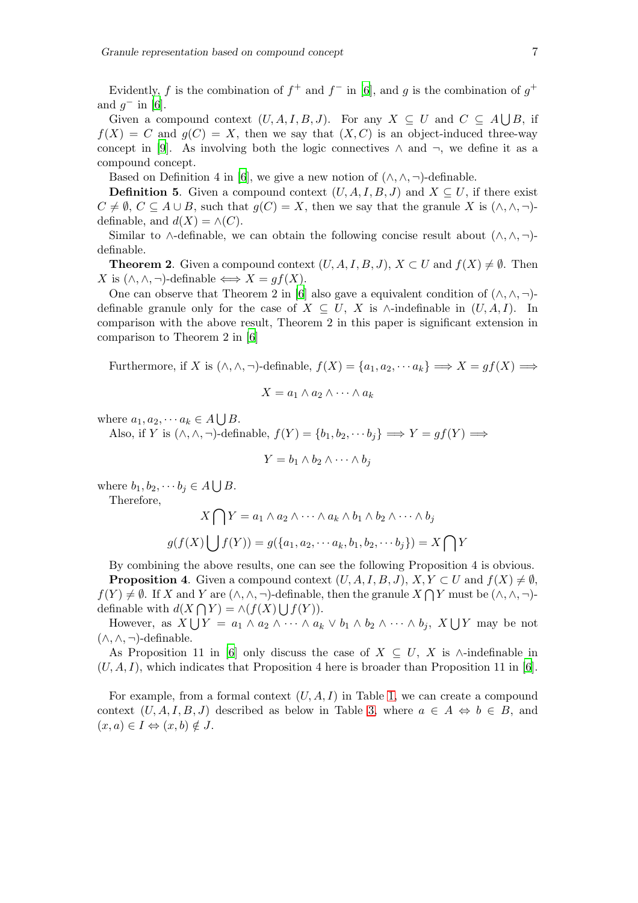Evidently, $f$ is the combination of $f^+$ and $f^-$ in [6], and $g$ is the combination of $g^+$ and $g^-$ in [6].

Given a compound context $(U, A, I, B, J)$. For any $X \subseteq U$ and $C \subseteq A \bigcup B$, if $f(X) = C$ and $g(C) = X$, then we say that $(X, C)$ is an object-induced three-way concept in [9]. As involving both the logic connectives $\wedge$ and $\neg$, we define it as a compound concept.

Based on Definition 4 in [6], we give a new notion of $(\wedge, \wedge, \neg)$-definable.

**Definition 5**. Given a compound context $(U, A, I, B, J)$ and $X \subseteq U$, if there exist $C \neq \emptyset$, $C \subseteq A \cup B$, such that $g(C) = X$, then we say that the granule $X$ is $(\wedge, \wedge, \neg)$-definable, and $d(X) = \wedge(C)$.

Similar to $\wedge$-definable, we can obtain the following concise result about $(\wedge, \wedge, \neg)$-definable.

**Theorem 2**. Given a compound context $(U, A, I, B, J)$, $X \subset U$ and $f(X) \neq \emptyset$. Then $X$ is $(\wedge, \wedge, \neg)$-definable $\Longleftrightarrow X = gf(X)$.

One can observe that Theorem 2 in [6] also gave a equivalent condition of $(\wedge, \wedge, \neg)$-definable granule only for the case of $X \subseteq U$, $X$ is $\wedge$-indefinable in $(U, A, I)$. In comparison with the above result, Theorem 2 in this paper is significant extension in comparison to Theorem 2 in [6]

Furthermore, if $X$ is $(\wedge, \wedge, \neg)$-definable, $f(X) = \{a_1, a_2, \cdots a_k\} \Longrightarrow X = gf(X) \Longrightarrow$

$$X = a_1 \wedge a_2 \wedge \cdots \wedge a_k$$

where $a_1, a_2, \cdots a_k \in A \bigcup B$.

Also, if $Y$ is $(\wedge, \wedge, \neg)$-definable, $f(Y) = \{b_1, b_2, \cdots b_j\} \Longrightarrow Y = gf(Y) \Longrightarrow$

$$Y = b_1 \wedge b_2 \wedge \cdots \wedge b_j$$

where $b_1, b_2, \cdots b_j \in A \bigcup B$.

Therefore,

$$X \bigcap Y = a_1 \wedge a_2 \wedge \cdots \wedge a_k \wedge b_1 \wedge b_2 \wedge \cdots \wedge b_j$$

$$g(f(X) \bigcup f(Y)) = g(\{a_1, a_2, \cdots a_k, b_1, b_2, \cdots b_j\}) = X \bigcap Y$$

By combining the above results, one can see the following Proposition 4 is obvious.

**Proposition 4**. Given a compound context $(U, A, I, B, J)$, $X, Y \subset U$ and $f(X) \neq \emptyset$, $f(Y) \neq \emptyset$. If $X$ and $Y$ are $(\wedge, \wedge, \neg)$-definable, then the granule $X \bigcap Y$ must be $(\wedge, \wedge, \neg)$-definable with $d(X \bigcap Y) = \wedge(f(X) \bigcup f(Y))$.

However, as $X \bigcup Y = a_1 \wedge a_2 \wedge \cdots \wedge a_k \vee b_1 \wedge b_2 \wedge \cdots \wedge b_j$, $X \bigcup Y$ may be not $(\wedge, \wedge, \neg)$-definable.

As Proposition 11 in [6] only discuss the case of $X \subseteq U$, $X$ is $\wedge$-indefinable in $(U, A, I)$, which indicates that Proposition 4 here is broader than Proposition 11 in [6].

For example, from a formal context $(U, A, I)$ in Table 1, we can create a compound context $(U, A, I, B, J)$ described as below in Table 3, where $a \in A \Leftrightarrow b \in B$, and $(x, a) \in I \Leftrightarrow (x, b) \notin J$.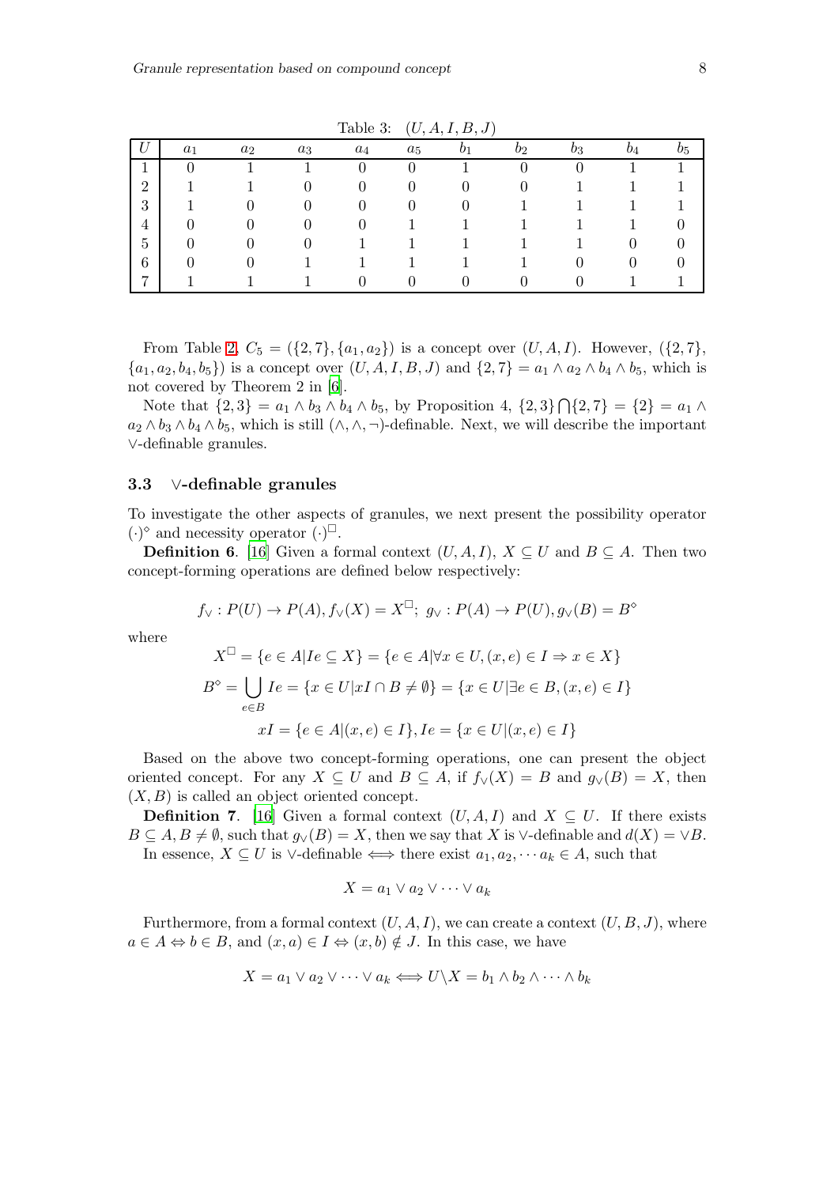Table 3: $(U, A, I, B, J)$

| $U$ | $a_1$ | $a_2$ | $a_3$ | $a_4$ | $a_5$ | $b_1$ | $b_2$ | $b_3$ | $b_4$ | $b_5$ |
|---|---|---|---|---|---|---|---|---|---|---|
| 1 | 0 | 1 | 1 | 0 | 0 | 1 | 0 | 0 | 1 | 1 |
| 2 | 1 | 1 | 0 | 0 | 0 | 0 | 0 | 1 | 1 | 1 |
| 3 | 1 | 0 | 0 | 0 | 0 | 0 | 1 | 1 | 1 | 1 |
| 4 | 0 | 0 | 0 | 0 | 1 | 1 | 1 | 1 | 1 | 0 |
| 5 | 0 | 0 | 0 | 1 | 1 | 1 | 1 | 1 | 0 | 0 |
| 6 | 0 | 0 | 1 | 1 | 1 | 1 | 1 | 0 | 0 | 0 |
| 7 | 1 | 1 | 1 | 0 | 0 | 0 | 0 | 0 | 1 | 1 |

From Table 2, $C_5 = (\{2,7\}, \{a_1, a_2\})$ is a concept over $(U, A, I)$. However, $(\{2,7\}, \{a_1, a_2, b_4, b_5\})$ is a concept over $(U, A, I, B, J)$ and $\{2,7\} = a_1 \wedge a_2 \wedge b_4 \wedge b_5$, which is not covered by Theorem 2 in [6].

Note that $\{2,3\} = a_1 \wedge b_3 \wedge b_4 \wedge b_5$, by Proposition 4, $\{2,3\} \bigcap \{2,7\} = \{2\} = a_1 \wedge a_2 \wedge b_3 \wedge b_4 \wedge b_5$, which is still $(\wedge, \wedge, \neg)$-definable. Next, we will describe the important $\vee$-definable granules.

### 3.3 $\vee$-definable granules

To investigate the other aspects of granules, we next present the possibility operator $(\cdot)^\diamond$ and necessity operator $(\cdot)^\square$.

**Definition 6**. [16] Given a formal context $(U, A, I)$, $X \subseteq U$ and $B \subseteq A$. Then two concept-forming operations are defined below respectively:

$$f_\vee : P(U) \to P(A), f_\vee(X) = X^\square;\ g_\vee : P(A) \to P(U), g_\vee(B) = B^\diamond$$

where

$$X^\square = \{e \in A | Ie \subseteq X\} = \{e \in A | \forall x \in U, (x, e) \in I \Rightarrow x \in X\}$$

$$B^\diamond = \bigcup_{e \in B} Ie = \{x \in U | xI \cap B \neq \emptyset\} = \{x \in U | \exists e \in B, (x, e) \in I\}$$

$$xI = \{e \in A | (x, e) \in I\}, Ie = \{x \in U | (x, e) \in I\}$$

Based on the above two concept-forming operations, one can present the object oriented concept. For any $X \subseteq U$ and $B \subseteq A$, if $f_\vee(X) = B$ and $g_\vee(B) = X$, then $(X, B)$ is called an object oriented concept.

**Definition 7**. [16] Given a formal context $(U, A, I)$ and $X \subseteq U$. If there exists $B \subseteq A, B \neq \emptyset$, such that $g_\vee(B) = X$, then we say that $X$ is $\vee$-definable and $d(X) = \vee B$.

In essence, $X \subseteq U$ is $\vee$-definable $\Longleftrightarrow$ there exist $a_1, a_2, \cdots a_k \in A$, such that

$$X = a_1 \vee a_2 \vee \cdots \vee a_k$$

Furthermore, from a formal context $(U, A, I)$, we can create a context $(U, B, J)$, where $a \in A \Leftrightarrow b \in B$, and $(x, a) \in I \Leftrightarrow (x, b) \notin J$. In this case, we have

$$X = a_1 \vee a_2 \vee \cdots \vee a_k \Longleftrightarrow U \backslash X = b_1 \wedge b_2 \wedge \cdots \wedge b_k$$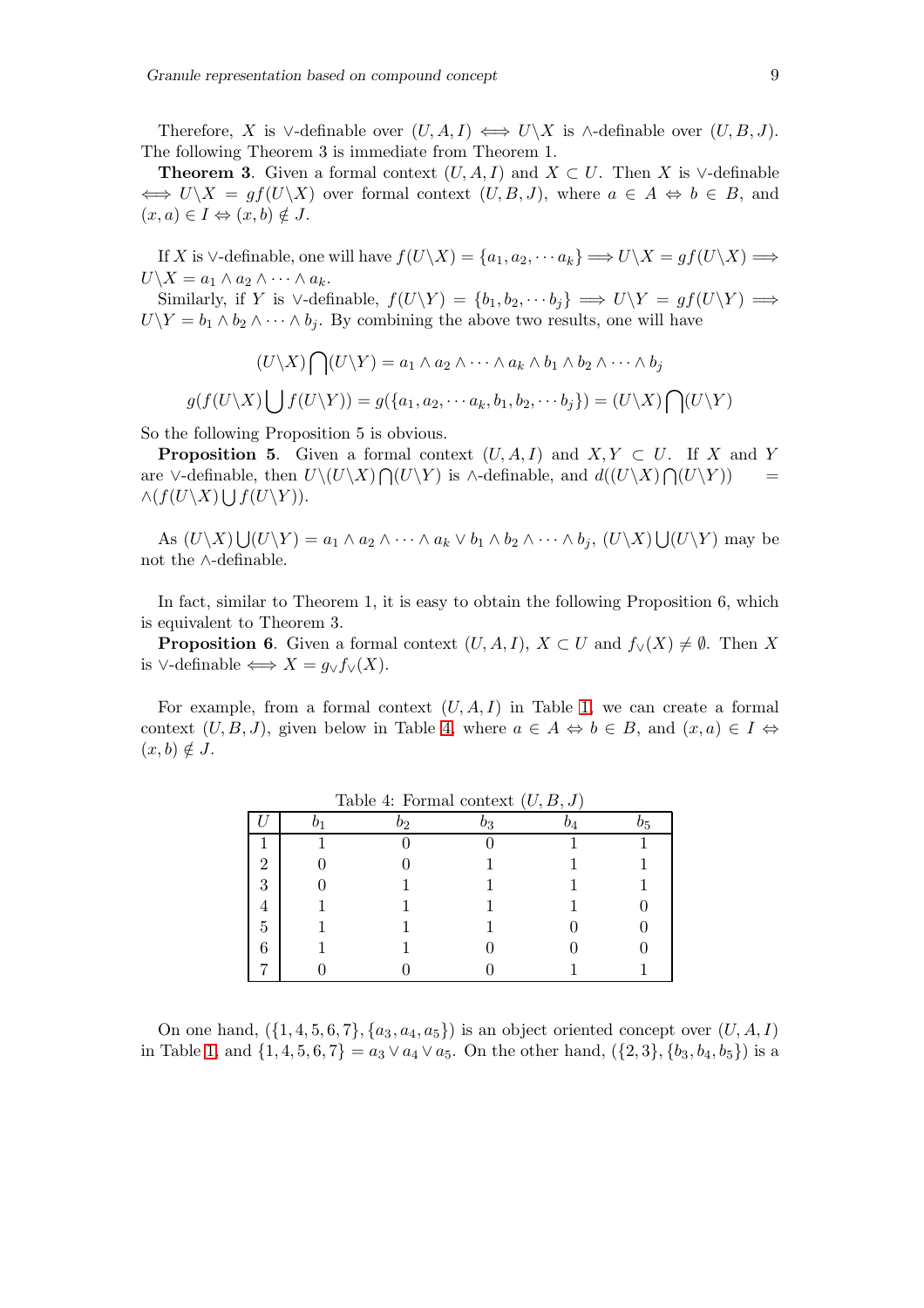Therefore, $X$ is $\vee$-definable over $(U, A, I) \iff U\backslash X$ is $\wedge$-definable over $(U, B, J)$. The following Theorem 3 is immediate from Theorem 1.

**Theorem 3**. Given a formal context $(U, A, I)$ and $X \subset U$. Then $X$ is $\vee$-definable $\iff U\backslash X = gf(U\backslash X)$ over formal context $(U, B, J)$, where $a \in A \Leftrightarrow b \in B$, and $(x, a) \in I \Leftrightarrow (x, b) \notin J$.

If $X$ is $\vee$-definable, one will have $f(U\backslash X) = \{a_1, a_2, \cdots a_k\} \Longrightarrow U\backslash X = gf(U\backslash X) \Longrightarrow U\backslash X = a_1 \wedge a_2 \wedge \cdots \wedge a_k$.

Similarly, if $Y$ is $\vee$-definable, $f(U\backslash Y) = \{b_1, b_2, \cdots b_j\} \Longrightarrow U\backslash Y = gf(U\backslash Y) \Longrightarrow U\backslash Y = b_1 \wedge b_2 \wedge \cdots \wedge b_j$. By combining the above two results, one will have

$$(U\backslash X)\bigcap(U\backslash Y) = a_1 \wedge a_2 \wedge \cdots \wedge a_k \wedge b_1 \wedge b_2 \wedge \cdots \wedge b_j$$

$$g(f(U\backslash X)\bigcup f(U\backslash Y)) = g(\{a_1, a_2, \cdots a_k, b_1, b_2, \cdots b_j\}) = (U\backslash X)\bigcap(U\backslash Y)$$

So the following Proposition 5 is obvious.

**Proposition 5**. Given a formal context $(U, A, I)$ and $X, Y \subset U$. If $X$ and $Y$ are $\vee$-definable, then $U\backslash(U\backslash X)\bigcap(U\backslash Y)$ is $\wedge$-definable, and $d((U\backslash X)\bigcap(U\backslash Y)) = \wedge(f(U\backslash X)\bigcup f(U\backslash Y))$.

As $(U\backslash X)\bigcup(U\backslash Y) = a_1 \wedge a_2 \wedge \cdots \wedge a_k \vee b_1 \wedge b_2 \wedge \cdots \wedge b_j$, $(U\backslash X)\bigcup(U\backslash Y)$ may be not the $\wedge$-definable.

In fact, similar to Theorem 1, it is easy to obtain the following Proposition 6, which is equivalent to Theorem 3.

**Proposition 6**. Given a formal context $(U, A, I)$, $X \subset U$ and $f_\vee(X) \neq \emptyset$. Then $X$ is $\vee$-definable $\iff X = g_\vee f_\vee(X)$.

For example, from a formal context $(U, A, I)$ in Table 1, we can create a formal context $(U, B, J)$, given below in Table 4, where $a \in A \Leftrightarrow b \in B$, and $(x, a) \in I \Leftrightarrow (x, b) \notin J$.

Table 4: Formal context $(U, B, J)$

| $U$ | $b_1$ | $b_2$ | $b_3$ | $b_4$ | $b_5$ |
|---|---|---|---|---|---|
| 1 | 1 | 0 | 0 | 1 | 1 |
| 2 | 0 | 0 | 1 | 1 | 1 |
| 3 | 0 | 1 | 1 | 1 | 1 |
| 4 | 1 | 1 | 1 | 1 | 0 |
| 5 | 1 | 1 | 1 | 0 | 0 |
| 6 | 1 | 1 | 0 | 0 | 0 |
| 7 | 0 | 0 | 0 | 1 | 1 |

On one hand, $(\{1, 4, 5, 6, 7\}, \{a_3, a_4, a_5\})$ is an object oriented concept over $(U, A, I)$ in Table 1, and $\{1, 4, 5, 6, 7\} = a_3 \vee a_4 \vee a_5$. On the other hand, $(\{2, 3\}, \{b_3, b_4, b_5\})$ is a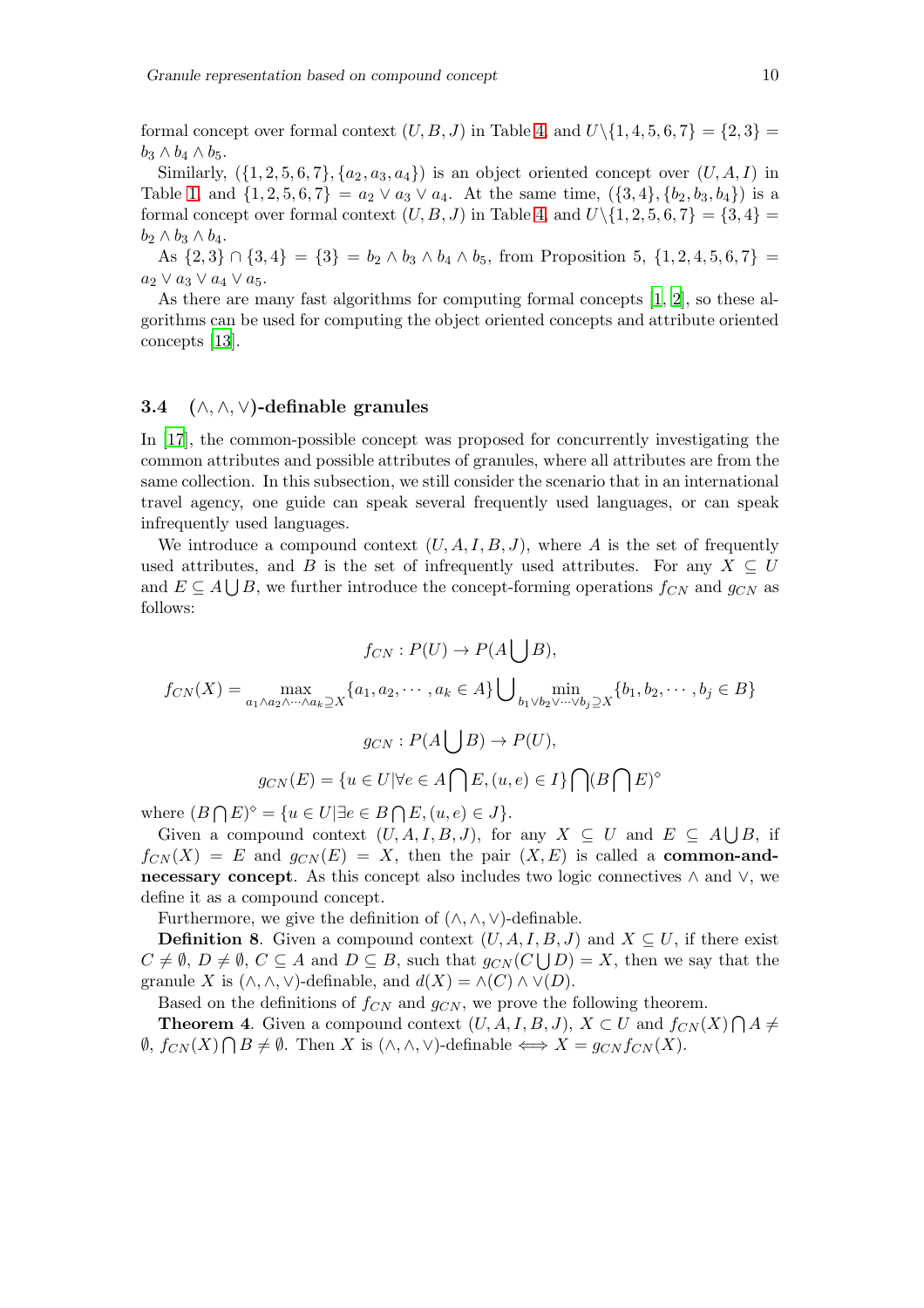formal concept over formal context $(U, B, J)$ in Table 4, and $U\backslash\{1,4,5,6,7\} = \{2,3\} = b_3 \wedge b_4 \wedge b_5$.

Similarly, $(\{1,2,5,6,7\}, \{a_2, a_3, a_4\})$ is an object oriented concept over $(U, A, I)$ in Table 1, and $\{1,2,5,6,7\} = a_2 \vee a_3 \vee a_4$. At the same time, $(\{3,4\}, \{b_2, b_3, b_4\})$ is a formal concept over formal context $(U, B, J)$ in Table 4, and $U\backslash\{1,2,5,6,7\} = \{3,4\} = b_2 \wedge b_3 \wedge b_4$.

As $\{2,3\} \cap \{3,4\} = \{3\} = b_2 \wedge b_3 \wedge b_4 \wedge b_5$, from Proposition 5, $\{1,2,4,5,6,7\} = a_2 \vee a_3 \vee a_4 \vee a_5$.

As there are many fast algorithms for computing formal concepts [1, 2], so these algorithms can be used for computing the object oriented concepts and attribute oriented concepts [13].

### 3.4 $(\wedge, \wedge, \vee)$-definable granules

In [17], the common-possible concept was proposed for concurrently investigating the common attributes and possible attributes of granules, where all attributes are from the same collection. In this subsection, we still consider the scenario that in an international travel agency, one guide can speak several frequently used languages, or can speak infrequently used languages.

We introduce a compound context $(U, A, I, B, J)$, where $A$ is the set of frequently used attributes, and $B$ is the set of infrequently used attributes. For any $X \subseteq U$ and $E \subseteq A \bigcup B$, we further introduce the concept-forming operations $f_{CN}$ and $g_{CN}$ as follows:

$$f_{CN} : P(U) \to P(A \bigcup B),$$

$$f_{CN}(X) = \max_{a_1 \wedge a_2 \wedge \cdots \wedge a_k \supseteq X} \{a_1, a_2, \cdots, a_k \in A\} \bigcup \min_{b_1 \vee b_2 \vee \cdots \vee b_j \supseteq X} \{b_1, b_2, \cdots, b_j \in B\}$$

$$g_{CN} : P(A \bigcup B) \to P(U),$$

$$g_{CN}(E) = \{u \in U | \forall e \in A \bigcap E, (u, e) \in I\} \bigcap (B \bigcap E)^{\diamond}$$

where $(B \bigcap E)^{\diamond} = \{u \in U | \exists e \in B \bigcap E, (u, e) \in J\}$.

Given a compound context $(U, A, I, B, J)$, for any $X \subseteq U$ and $E \subseteq A \bigcup B$, if $f_{CN}(X) = E$ and $g_{CN}(E) = X$, then the pair $(X, E)$ is called a **common-and-necessary concept**. As this concept also includes two logic connectives $\wedge$ and $\vee$, we define it as a compound concept.

Furthermore, we give the definition of $(\wedge, \wedge, \vee)$-definable.

**Definition 8**. Given a compound context $(U, A, I, B, J)$ and $X \subseteq U$, if there exist $C \neq \emptyset$, $D \neq \emptyset$, $C \subseteq A$ and $D \subseteq B$, such that $g_{CN}(C \bigcup D) = X$, then we say that the granule $X$ is $(\wedge, \wedge, \vee)$-definable, and $d(X) = \wedge(C) \wedge \vee(D)$.

Based on the definitions of $f_{CN}$ and $g_{CN}$, we prove the following theorem.

**Theorem 4**. Given a compound context $(U, A, I, B, J)$, $X \subset U$ and $f_{CN}(X) \bigcap A \neq \emptyset$, $f_{CN}(X) \bigcap B \neq \emptyset$. Then $X$ is $(\wedge, \wedge, \vee)$-definable $\Longleftrightarrow X = g_{CN} f_{CN}(X)$.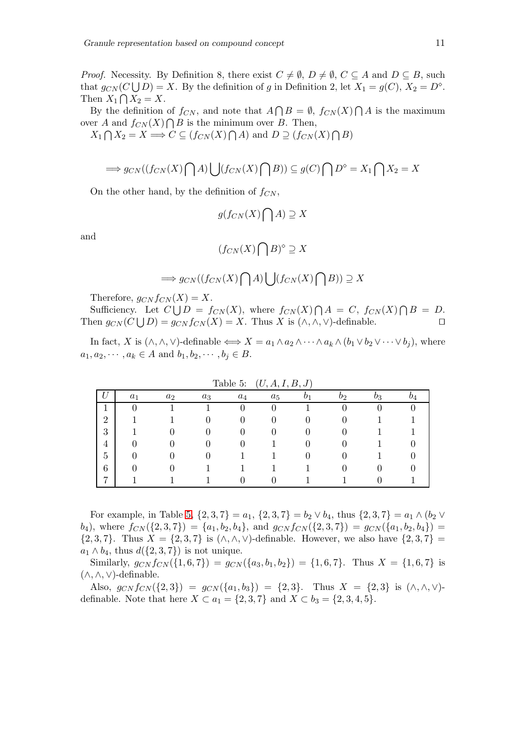*Proof.* Necessity. By Definition 8, there exist $C \neq \emptyset$, $D \neq \emptyset$, $C \subseteq A$ and $D \subseteq B$, such that $g_{CN}(C \bigcup D) = X$. By the definition of $g$ in Definition 2, let $X_1 = g(C)$, $X_2 = D^{\diamond}$. Then $X_1 \bigcap X_2 = X$.

By the definition of $f_{CN}$, and note that $A \bigcap B = \emptyset$, $f_{CN}(X) \bigcap A$ is the maximum over $A$ and $f_{CN}(X) \bigcap B$ is the minimum over $B$. Then,

$X_1 \bigcap X_2 = X \Longrightarrow C \subseteq (f_{CN}(X) \bigcap A)$ and $D \supseteq (f_{CN}(X) \bigcap B)$

$$\Longrightarrow g_{CN}((f_{CN}(X) \bigcap A) \bigcup (f_{CN}(X) \bigcap B)) \subseteq g(C) \bigcap D^{\diamond} = X_1 \bigcap X_2 = X$$

On the other hand, by the definition of $f_{CN}$,

$$g(f_{CN}(X) \bigcap A) \supseteq X$$

and

$$(f_{CN}(X) \bigcap B)^{\diamond} \supseteq X$$

$$\Longrightarrow g_{CN}((f_{CN}(X) \bigcap A) \bigcup (f_{CN}(X) \bigcap B)) \supseteq X$$

Therefore, $g_{CN} f_{CN}(X) = X$.

Sufficiency. Let $C \bigcup D = f_{CN}(X)$, where $f_{CN}(X) \bigcap A = C$, $f_{CN}(X) \bigcap B = D$. Then $g_{CN}(C \bigcup D) = g_{CN} f_{CN}(X) = X$. Thus $X$ is $(\wedge, \wedge, \vee)$-definable. $\square$

In fact, $X$ is $(\wedge, \wedge, \vee)$-definable $\Longleftrightarrow X = a_1 \wedge a_2 \wedge \cdots \wedge a_k \wedge (b_1 \vee b_2 \vee \cdots \vee b_j)$, where $a_1, a_2, \cdots, a_k \in A$ and $b_1, b_2, \cdots, b_j \in B$.

Table 5: $(U, A, I, B, J)$

| $U$ | $a_1$ | $a_2$ | $a_3$ | $a_4$ | $a_5$ | $b_1$ | $b_2$ | $b_3$ | $b_4$ |
|---|---|---|---|---|---|---|---|---|---|
| 1 | 0 | 1 | 1 | 0 | 0 | 1 | 0 | 0 | 0 |
| 2 | 1 | 1 | 0 | 0 | 0 | 0 | 0 | 1 | 1 |
| 3 | 1 | 0 | 0 | 0 | 0 | 0 | 0 | 1 | 1 |
| 4 | 0 | 0 | 0 | 0 | 1 | 0 | 0 | 1 | 0 |
| 5 | 0 | 0 | 0 | 1 | 1 | 0 | 0 | 1 | 0 |
| 6 | 0 | 0 | 1 | 1 | 1 | 1 | 0 | 0 | 0 |
| 7 | 1 | 1 | 1 | 0 | 0 | 1 | 1 | 0 | 1 |

For example, in Table 5, $\{2, 3, 7\} = a_1$, $\{2, 3, 7\} = b_2 \vee b_4$, thus $\{2, 3, 7\} = a_1 \wedge (b_2 \vee b_4)$, where $f_{CN}(\{2, 3, 7\}) = \{a_1, b_2, b_4\}$, and $g_{CN} f_{CN}(\{2, 3, 7\}) = g_{CN}(\{a_1, b_2, b_4\}) = \{2, 3, 7\}$. Thus $X = \{2, 3, 7\}$ is $(\wedge, \wedge, \vee)$-definable. However, we also have $\{2, 3, 7\} = a_1 \wedge b_4$, thus $d(\{2, 3, 7\})$ is not unique.

Similarly, $g_{CN} f_{CN}(\{1, 6, 7\}) = g_{CN}(\{a_3, b_1, b_2\}) = \{1, 6, 7\}$. Thus $X = \{1, 6, 7\}$ is $(\wedge, \wedge, \vee)$-definable.

Also, $g_{CN} f_{CN}(\{2, 3\}) = g_{CN}(\{a_1, b_3\}) = \{2, 3\}$. Thus $X = \{2, 3\}$ is $(\wedge, \wedge, \vee)$-definable. Note that here $X \subset a_1 = \{2, 3, 7\}$ and $X \subset b_3 = \{2, 3, 4, 5\}$.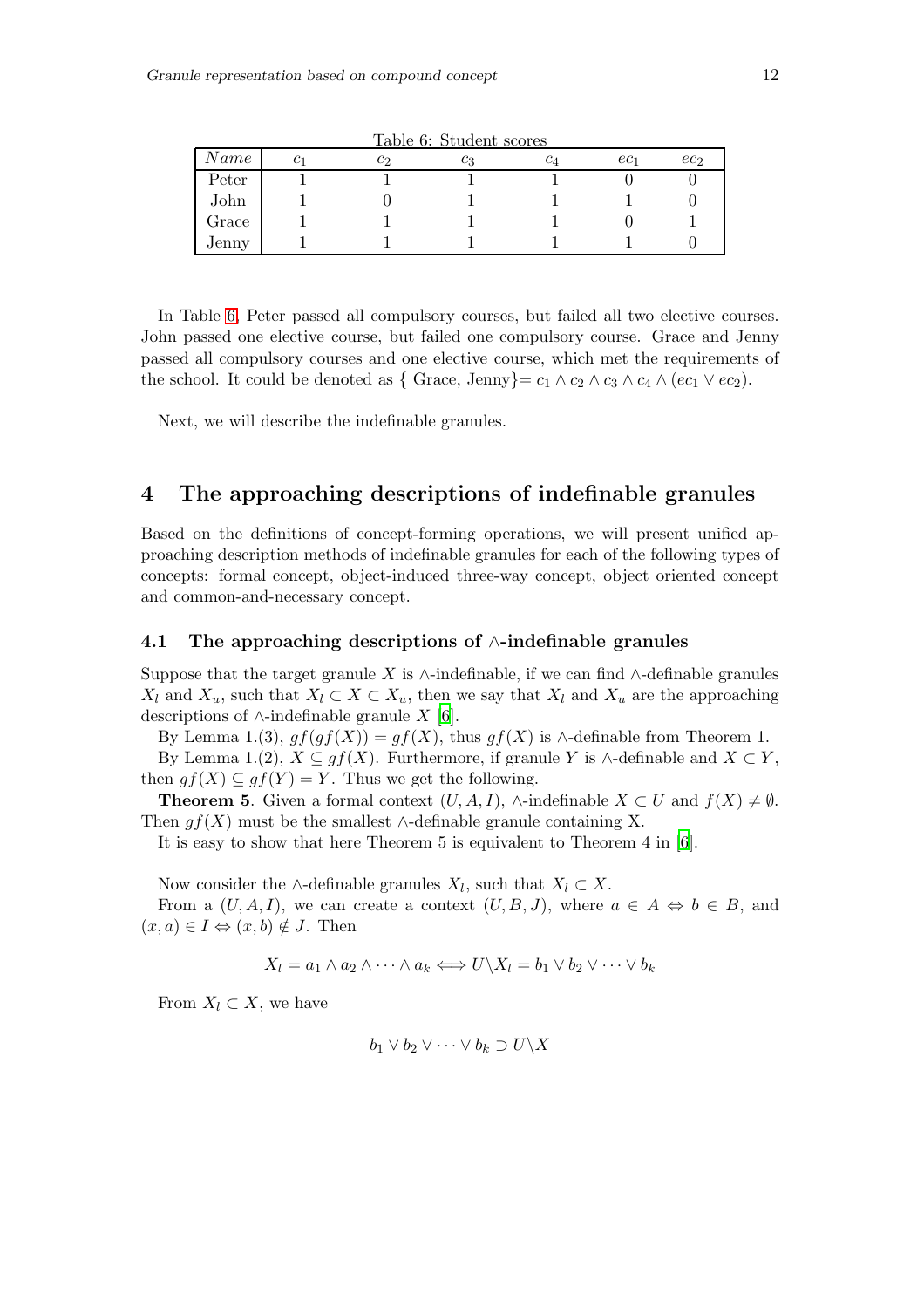Table 6: Student scores

| $Name$ | $c_1$ | $c_2$ | $c_3$ | $c_4$ | $ec_1$ | $ec_2$ |
|---|---|---|---|---|---|---|
| Peter | 1 | 1 | 1 | 1 | 0 | 0 |
| John | 1 | 0 | 1 | 1 | 1 | 0 |
| Grace | 1 | 1 | 1 | 1 | 0 | 1 |
| Jenny | 1 | 1 | 1 | 1 | 1 | 0 |

In Table 6, Peter passed all compulsory courses, but failed all two elective courses. John passed one elective course, but failed one compulsory course. Grace and Jenny passed all compulsory courses and one elective course, which met the requirements of the school. It could be denoted as { Grace, Jenny}$= c_1 \wedge c_2 \wedge c_3 \wedge c_4 \wedge (ec_1 \vee ec_2)$.

Next, we will describe the indefinable granules.

## 4 The approaching descriptions of indefinable granules

Based on the definitions of concept-forming operations, we will present unified approaching description methods of indefinable granules for each of the following types of concepts: formal concept, object-induced three-way concept, object oriented concept and common-and-necessary concept.

### 4.1 The approaching descriptions of $\wedge$-indefinable granules

Suppose that the target granule $X$ is $\wedge$-indefinable, if we can find $\wedge$-definable granules $X_l$ and $X_u$, such that $X_l \subset X \subset X_u$, then we say that $X_l$ and $X_u$ are the approaching descriptions of $\wedge$-indefinable granule $X$ [6].

By Lemma 1.(3), $gf(gf(X)) = gf(X)$, thus $gf(X)$ is $\wedge$-definable from Theorem 1.

By Lemma 1.(2), $X \subseteq gf(X)$. Furthermore, if granule $Y$ is $\wedge$-definable and $X \subset Y$, then $gf(X) \subseteq gf(Y) = Y$. Thus we get the following.

**Theorem 5**. Given a formal context $(U, A, I)$, $\wedge$-indefinable $X \subset U$ and $f(X) \neq \emptyset$. Then $gf(X)$ must be the smallest $\wedge$-definable granule containing X.

It is easy to show that here Theorem 5 is equivalent to Theorem 4 in [6].

Now consider the $\wedge$-definable granules $X_l$, such that $X_l \subset X$.

From a $(U, A, I)$, we can create a context $(U, B, J)$, where $a \in A \Leftrightarrow b \in B$, and $(x, a) \in I \Leftrightarrow (x, b) \notin J$. Then

$$X_l = a_1 \wedge a_2 \wedge \cdots \wedge a_k \Longleftrightarrow U \backslash X_l = b_1 \vee b_2 \vee \cdots \vee b_k$$

From $X_l \subset X$, we have

$$b_1 \vee b_2 \vee \cdots \vee b_k \supset U \backslash X$$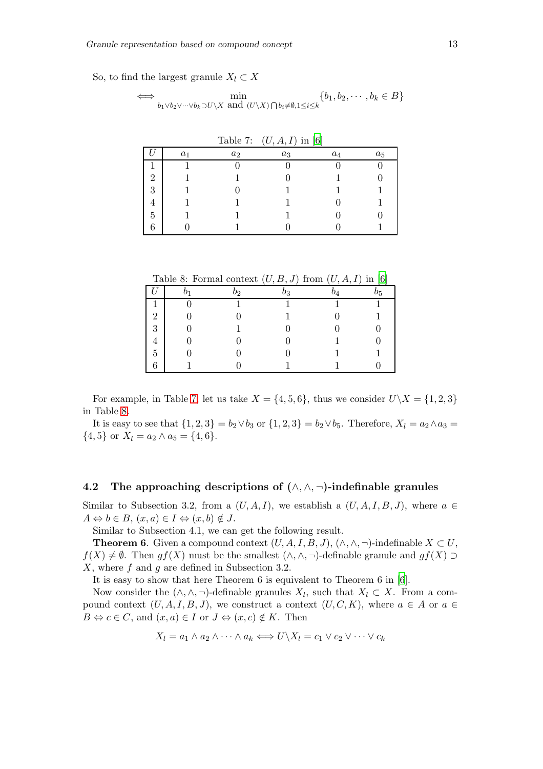So, to find the largest granule $X_l \subset X$

$$\Longleftrightarrow \min_{b_1 \vee b_2 \vee \cdots \vee b_k \supset U \setminus X \text{ and } (U \setminus X) \bigcap b_i \neq \emptyset, 1 \leq i \leq k} \{b_1, b_2, \cdots, b_k \in B\}$$

Table 7: $(U, A, I)$ in [6]

| $U$ | $a_1$ | $a_2$ | $a_3$ | $a_4$ | $a_5$ |
|---|---|---|---|---|---|
| 1 | 1 | 0 | 0 | 0 | 0 |
| 2 | 1 | 1 | 0 | 1 | 0 |
| 3 | 1 | 0 | 1 | 1 | 1 |
| 4 | 1 | 1 | 1 | 0 | 1 |
| 5 | 1 | 1 | 1 | 0 | 0 |
| 6 | 0 | 1 | 0 | 0 | 1 |

Table 8: Formal context $(U, B, J)$ from $(U, A, I)$ in [6]

| $U$ | $b_1$ | $b_2$ | $b_3$ | $b_4$ | $b_5$ |
|---|---|---|---|---|---|
| 1 | 0 | 1 | 1 | 1 | 1 |
| 2 | 0 | 0 | 1 | 0 | 1 |
| 3 | 0 | 1 | 0 | 0 | 0 |
| 4 | 0 | 0 | 0 | 1 | 0 |
| 5 | 0 | 0 | 0 | 1 | 1 |
| 6 | 1 | 0 | 1 | 1 | 0 |

For example, in Table 7, let us take $X = \{4, 5, 6\}$, thus we consider $U \setminus X = \{1, 2, 3\}$ in Table 8.

It is easy to see that $\{1, 2, 3\} = b_2 \vee b_3$ or $\{1, 2, 3\} = b_2 \vee b_5$. Therefore, $X_l = a_2 \wedge a_3 = \{4, 5\}$ or $X_l = a_2 \wedge a_5 = \{4, 6\}$.

## 4.2 The approaching descriptions of $(\wedge, \wedge, \neg)$-indefinable granules

Similar to Subsection 3.2, from a $(U, A, I)$, we establish a $(U, A, I, B, J)$, where $a \in A \Leftrightarrow b \in B$, $(x, a) \in I \Leftrightarrow (x, b) \notin J$.

Similar to Subsection 4.1, we can get the following result.

**Theorem 6**. Given a compound context $(U, A, I, B, J)$, $(\wedge, \wedge, \neg)$-indefinable $X \subset U$, $f(X) \neq \emptyset$. Then $gf(X)$ must be the smallest $(\wedge, \wedge, \neg)$-definable granule and $gf(X) \supset X$, where $f$ and $g$ are defined in Subsection 3.2.

It is easy to show that here Theorem 6 is equivalent to Theorem 6 in [6].

Now consider the $(\wedge, \wedge, \neg)$-definable granules $X_l$, such that $X_l \subset X$. From a compound context $(U, A, I, B, J)$, we construct a context $(U, C, K)$, where $a \in A$ or $a \in B \Leftrightarrow c \in C$, and $(x, a) \in I$ or $J \Leftrightarrow (x, c) \notin K$. Then

$$X_l = a_1 \wedge a_2 \wedge \cdots \wedge a_k \Longleftrightarrow U \setminus X_l = c_1 \vee c_2 \vee \cdots \vee c_k$$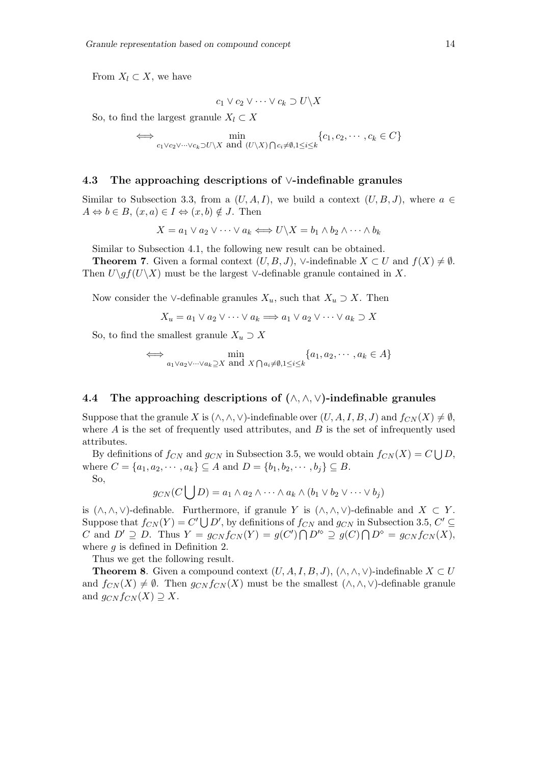From $X_l \subset X$, we have

$$c_1 \vee c_2 \vee \cdots \vee c_k \supset U \backslash X$$

So, to find the largest granule $X_l \subset X$

$$\Longleftrightarrow \min_{c_1 \vee c_2 \vee \cdots \vee c_k \supset U \backslash X \text{ and } (U \backslash X) \bigcap c_i \neq \emptyset, 1 \leq i \leq k} \{c_1, c_2, \cdots, c_k \in C\}$$

### 4.3 The approaching descriptions of $\vee$-indefinable granules

Similar to Subsection 3.3, from a $(U, A, I)$, we build a context $(U, B, J)$, where $a \in A \Leftrightarrow b \in B$, $(x, a) \in I \Leftrightarrow (x, b) \notin J$. Then

$$X = a_1 \vee a_2 \vee \cdots \vee a_k \Longleftrightarrow U \backslash X = b_1 \wedge b_2 \wedge \cdots \wedge b_k$$

Similar to Subsection 4.1, the following new result can be obtained.

**Theorem 7**. Given a formal context $(U, B, J)$, $\vee$-indefinable $X \subset U$ and $f(X) \neq \emptyset$. Then $U \backslash gf(U \backslash X)$ must be the largest $\vee$-definable granule contained in $X$.

Now consider the $\vee$-definable granules $X_u$, such that $X_u \supset X$. Then

$$X_u = a_1 \vee a_2 \vee \cdots \vee a_k \Longrightarrow a_1 \vee a_2 \vee \cdots \vee a_k \supset X$$

So, to find the smallest granule $X_u \supset X$

$$\Longleftrightarrow \min_{a_1 \vee a_2 \vee \cdots \vee a_k \supseteq X \text{ and } X \bigcap a_i \neq \emptyset, 1 \leq i \leq k} \{a_1, a_2, \cdots, a_k \in A\}$$

### 4.4 The approaching descriptions of $(\wedge, \wedge, \vee)$-indefinable granules

Suppose that the granule $X$ is $(\wedge, \wedge, \vee)$-indefinable over $(U, A, I, B, J)$ and $f_{CN}(X) \neq \emptyset$, where $A$ is the set of frequently used attributes, and $B$ is the set of infrequently used attributes.

By definitions of $f_{CN}$ and $g_{CN}$ in Subsection 3.5, we would obtain $f_{CN}(X) = C \bigcup D$, where $C = \{a_1, a_2, \cdots, a_k\} \subseteq A$ and $D = \{b_1, b_2, \cdots, b_j\} \subseteq B$.

So,

$$g_{CN}(C \bigcup D) = a_1 \wedge a_2 \wedge \cdots \wedge a_k \wedge (b_1 \vee b_2 \vee \cdots \vee b_j)$$

is $(\wedge, \wedge, \vee)$-definable. Furthermore, if granule $Y$ is $(\wedge, \wedge, \vee)$-definable and $X \subset Y$. Suppose that $f_{CN}(Y) = C' \bigcup D'$, by definitions of $f_{CN}$ and $g_{CN}$ in Subsection 3.5, $C' \subseteq C$ and $D' \supseteq D$. Thus $Y = g_{CN}f_{CN}(Y) = g(C') \bigcap D'^{\diamond} \supseteq g(C) \bigcap D^{\diamond} = g_{CN}f_{CN}(X)$, where $g$ is defined in Definition 2.

Thus we get the following result.

**Theorem 8**. Given a compound context $(U, A, I, B, J)$, $(\wedge, \wedge, \vee)$-indefinable $X \subset U$ and $f_{CN}(X) \neq \emptyset$. Then $g_{CN}f_{CN}(X)$ must be the smallest $(\wedge, \wedge, \vee)$-definable granule and $g_{CN}f_{CN}(X) \supseteq X$.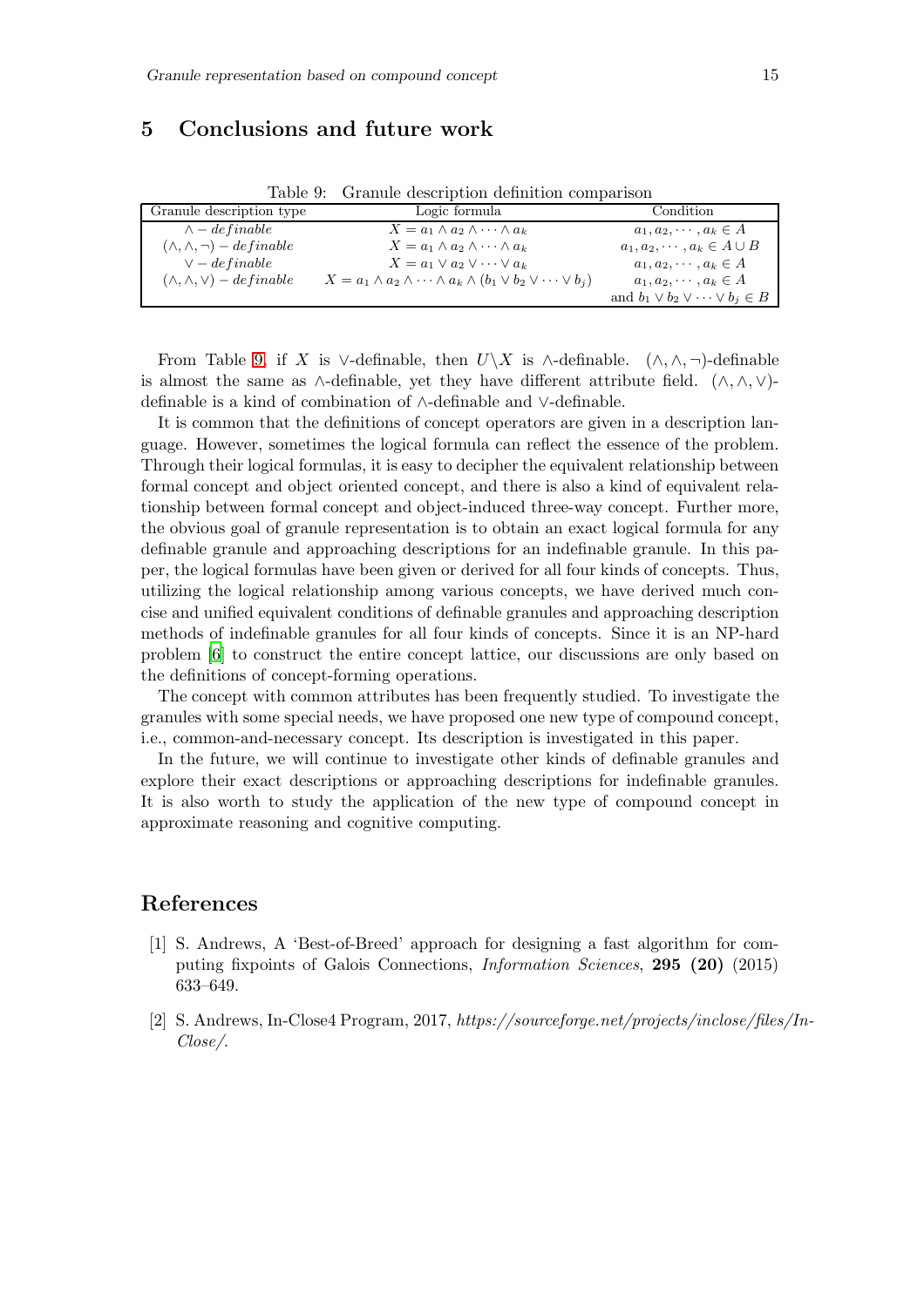# 5 Conclusions and future work

Table 9: Granule description definition comparison

| Granule description type | Logic formula | Condition |
|---|---|---|
| $\wedge - definable$ | $X = a_1 \wedge a_2 \wedge \cdots \wedge a_k$ | $a_1, a_2, \cdots, a_k \in A$ |
| $(\wedge, \wedge, \neg) - definable$ | $X = a_1 \wedge a_2 \wedge \cdots \wedge a_k$ | $a_1, a_2, \cdots, a_k \in A \cup B$ |
| $\vee - definable$ | $X = a_1 \vee a_2 \vee \cdots \vee a_k$ | $a_1, a_2, \cdots, a_k \in A$ |
| $(\wedge, \wedge, \vee) - definable$ | $X = a_1 \wedge a_2 \wedge \cdots \wedge a_k \wedge (b_1 \vee b_2 \vee \cdots \vee b_j)$ | $a_1, a_2, \cdots, a_k \in A$ and $b_1 \vee b_2 \vee \cdots \vee b_j \in B$ |

From Table 9, if $X$ is $\vee$-definable, then $U \backslash X$ is $\wedge$-definable. $(\wedge, \wedge, \neg)$-definable is almost the same as $\wedge$-definable, yet they have different attribute field. $(\wedge, \wedge, \vee)$-definable is a kind of combination of $\wedge$-definable and $\vee$-definable.

It is common that the definitions of concept operators are given in a description language. However, sometimes the logical formula can reflect the essence of the problem. Through their logical formulas, it is easy to decipher the equivalent relationship between formal concept and object oriented concept, and there is also a kind of equivalent relationship between formal concept and object-induced three-way concept. Further more, the obvious goal of granule representation is to obtain an exact logical formula for any definable granule and approaching descriptions for an indefinable granule. In this paper, the logical formulas have been given or derived for all four kinds of concepts. Thus, utilizing the logical relationship among various concepts, we have derived much concise and unified equivalent conditions of definable granules and approaching description methods of indefinable granules for all four kinds of concepts. Since it is an NP-hard problem [6] to construct the entire concept lattice, our discussions are only based on the definitions of concept-forming operations.

The concept with common attributes has been frequently studied. To investigate the granules with some special needs, we have proposed one new type of compound concept, i.e., common-and-necessary concept. Its description is investigated in this paper.

In the future, we will continue to investigate other kinds of definable granules and explore their exact descriptions or approaching descriptions for indefinable granules. It is also worth to study the application of the new type of compound concept in approximate reasoning and cognitive computing.

# References

[1] S. Andrews, A 'Best-of-Breed' approach for designing a fast algorithm for computing fixpoints of Galois Connections, *Information Sciences*, **295 (20)** (2015) 633–649.

[2] S. Andrews, In-Close4 Program, 2017, *https://sourceforge.net/projects/inclose/files/In-Close/*.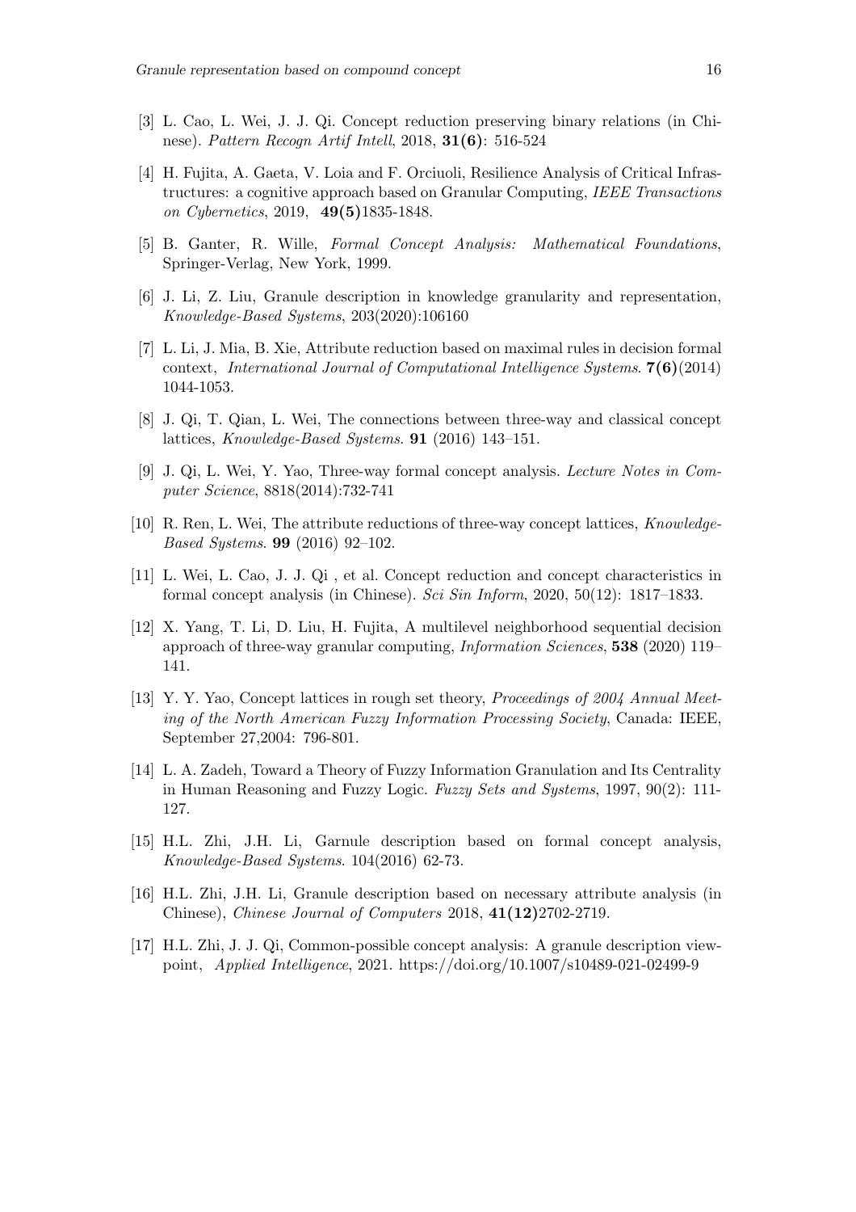[3] L. Cao, L. Wei, J. J. Qi. Concept reduction preserving binary relations (in Chinese). *Pattern Recogn Artif Intell*, 2018, **31(6)**: 516-524

[4] H. Fujita, A. Gaeta, V. Loia and F. Orciuoli, Resilience Analysis of Critical Infrastructures: a cognitive approach based on Granular Computing, *IEEE Transactions on Cybernetics*, 2019, **49(5)**1835-1848.

[5] B. Ganter, R. Wille, *Formal Concept Analysis: Mathematical Foundations*, Springer-Verlag, New York, 1999.

[6] J. Li, Z. Liu, Granule description in knowledge granularity and representation, *Knowledge-Based Systems*, 203(2020):106160

[7] L. Li, J. Mia, B. Xie, Attribute reduction based on maximal rules in decision formal context, *International Journal of Computational Intelligence Systems*. **7(6)**(2014) 1044-1053.

[8] J. Qi, T. Qian, L. Wei, The connections between three-way and classical concept lattices, *Knowledge-Based Systems*. **91** (2016) 143–151.

[9] J. Qi, L. Wei, Y. Yao, Three-way formal concept analysis. *Lecture Notes in Computer Science*, 8818(2014):732-741

[10] R. Ren, L. Wei, The attribute reductions of three-way concept lattices, *Knowledge-Based Systems*. **99** (2016) 92–102.

[11] L. Wei, L. Cao, J. J. Qi , et al. Concept reduction and concept characteristics in formal concept analysis (in Chinese). *Sci Sin Inform*, 2020, 50(12): 1817–1833.

[12] X. Yang, T. Li, D. Liu, H. Fujita, A multilevel neighborhood sequential decision approach of three-way granular computing, *Information Sciences*, **538** (2020) 119–141.

[13] Y. Y. Yao, Concept lattices in rough set theory, *Proceedings of 2004 Annual Meeting of the North American Fuzzy Information Processing Society*, Canada: IEEE, September 27,2004: 796-801.

[14] L. A. Zadeh, Toward a Theory of Fuzzy Information Granulation and Its Centrality in Human Reasoning and Fuzzy Logic. *Fuzzy Sets and Systems*, 1997, 90(2): 111-127.

[15] H.L. Zhi, J.H. Li, Garnule description based on formal concept analysis, *Knowledge-Based Systems*. 104(2016) 62-73.

[16] H.L. Zhi, J.H. Li, Granule description based on necessary attribute analysis (in Chinese), *Chinese Journal of Computers* 2018, **41(12)**2702-2719.

[17] H.L. Zhi, J. J. Qi, Common-possible concept analysis: A granule description viewpoint, *Applied Intelligence*, 2021. https://doi.org/10.1007/s10489-021-02499-9